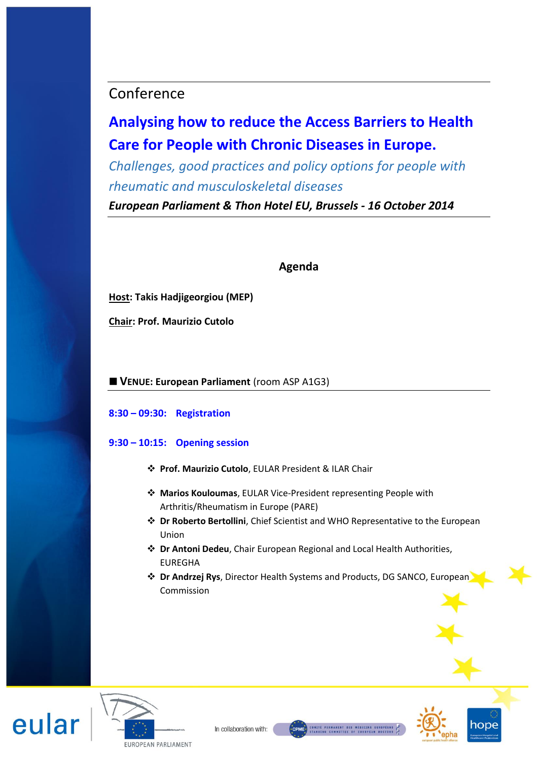Conference

# Analysing how to reduce the Access Barriers to Health Care for People with Chronic Diseases in Europe.

*Challenges, good practices and policy options for people with rheumatic and musculoskeletal diseases*

***European Parliament & Thon Hotel EU, Brussels - 16 October 2014***

## Agenda

**Host: Takis Hadjigeorgiou (MEP)**

**Chair: Prof. Maurizio Cutolo**

■ **VENUE: European Parliament** (room ASP A1G3)

**8:30 – 09:30: Registration**

**9:30 – 10:15: Opening session**

- **Prof. Maurizio Cutolo**, EULAR President & ILAR Chair
- **Marios Kouloumas**, EULAR Vice-President representing People with Arthritis/Rheumatism in Europe (PARE)
- **Dr Roberto Bertollini**, Chief Scientist and WHO Representative to the European Union
- **Dr Antoni Dedeu**, Chair European Regional and Local Health Authorities, EUREGHA
- **Dr Andrzej Rys**, Director Health Systems and Products, DG SANCO, European Commission

eular | EUROPEAN PARLIAMENT | In collaboration with: CPME | epha | hope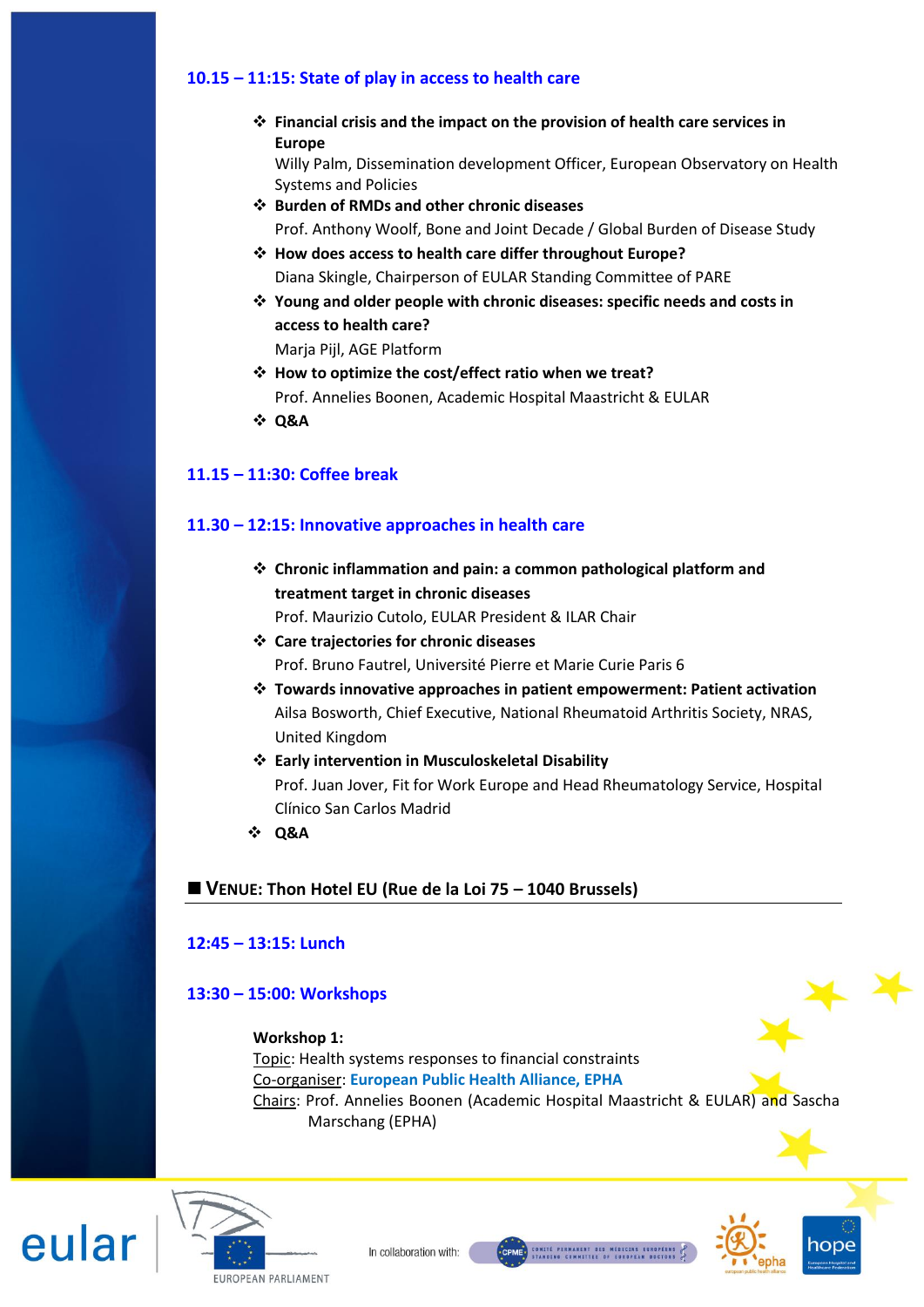### 10.15 – 11:15: State of play in access to health care

- **Financial crisis and the impact on the provision of health care services in Europe**
  Willy Palm, Dissemination development Officer, European Observatory on Health Systems and Policies
- **Burden of RMDs and other chronic diseases**
  Prof. Anthony Woolf, Bone and Joint Decade / Global Burden of Disease Study
- **How does access to health care differ throughout Europe?**
  Diana Skingle, Chairperson of EULAR Standing Committee of PARE
- **Young and older people with chronic diseases: specific needs and costs in access to health care?**
  Marja Pijl, AGE Platform
- **How to optimize the cost/effect ratio when we treat?**
  Prof. Annelies Boonen, Academic Hospital Maastricht & EULAR
- **Q&A**

### 11.15 – 11:30: Coffee break

### 11.30 – 12:15: Innovative approaches in health care

- **Chronic inflammation and pain: a common pathological platform and treatment target in chronic diseases**
  Prof. Maurizio Cutolo, EULAR President & ILAR Chair
- **Care trajectories for chronic diseases**
  Prof. Bruno Fautrel, Université Pierre et Marie Curie Paris 6
- **Towards innovative approaches in patient empowerment: Patient activation**
  Ailsa Bosworth, Chief Executive, National Rheumatoid Arthritis Society, NRAS, United Kingdom
- **Early intervention in Musculoskeletal Disability**
  Prof. Juan Jover, Fit for Work Europe and Head Rheumatology Service, Hospital Clínico San Carlos Madrid
- **Q&A**

## ■ VENUE: Thon Hotel EU (Rue de la Loi 75 – 1040 Brussels)

### 12:45 – 13:15: Lunch

### 13:30 – 15:00: Workshops

**Workshop 1:**
Topic: Health systems responses to financial constraints
Co-organiser: **European Public Health Alliance, EPHA**
Chairs: Prof. Annelies Boonen (Academic Hospital Maastricht & EULAR) and Sascha Marschang (EPHA)

eular EUROPEAN PARLIAMENT In collaboration with: CPME epha hope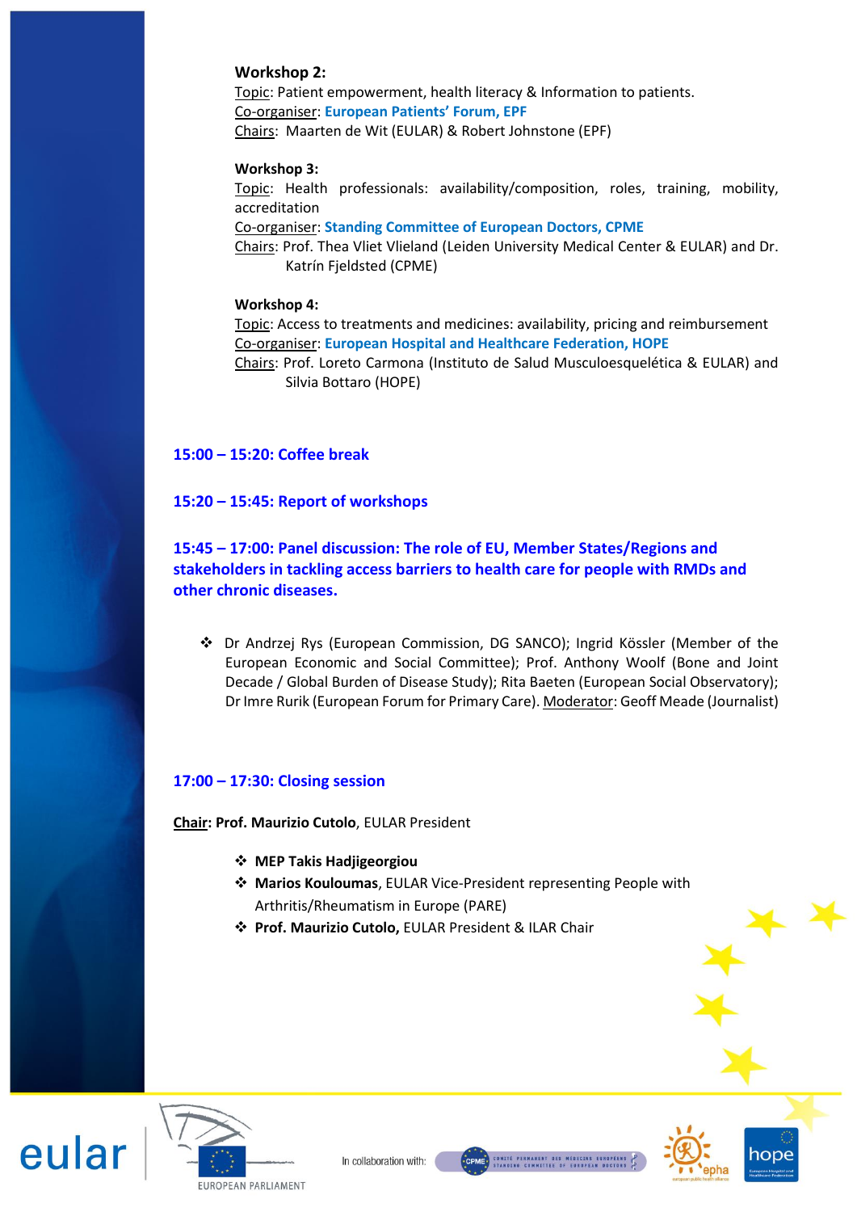**Workshop 2:**
Topic: Patient empowerment, health literacy & Information to patients.
Co-organiser: **European Patients' Forum, EPF**
Chairs: Maarten de Wit (EULAR) & Robert Johnstone (EPF)

**Workshop 3:**
Topic: Health professionals: availability/composition, roles, training, mobility, accreditation
Co-organiser: **Standing Committee of European Doctors, CPME**
Chairs: Prof. Thea Vliet Vlieland (Leiden University Medical Center & EULAR) and Dr. Katrín Fjeldsted (CPME)

**Workshop 4:**
Topic: Access to treatments and medicines: availability, pricing and reimbursement
Co-organiser: **European Hospital and Healthcare Federation, HOPE**
Chairs: Prof. Loreto Carmona (Instituto de Salud Musculoesquelética & EULAR) and Silvia Bottaro (HOPE)

**15:00 – 15:20: Coffee break**

**15:20 – 15:45: Report of workshops**

**15:45 – 17:00: Panel discussion: The role of EU, Member States/Regions and stakeholders in tackling access barriers to health care for people with RMDs and other chronic diseases.**

- Dr Andrzej Rys (European Commission, DG SANCO); Ingrid Kössler (Member of the European Economic and Social Committee); Prof. Anthony Woolf (Bone and Joint Decade / Global Burden of Disease Study); Rita Baeten (European Social Observatory); Dr Imre Rurik (European Forum for Primary Care). Moderator: Geoff Meade (Journalist)

**17:00 – 17:30: Closing session**

**Chair: Prof. Maurizio Cutolo**, EULAR President

- **MEP Takis Hadjigeorgiou**
- **Marios Kouloumas**, EULAR Vice-President representing People with Arthritis/Rheumatism in Europe (PARE)
- **Prof. Maurizio Cutolo,** EULAR President & ILAR Chair

eular EUROPEAN PARLIAMENT In collaboration with: CPME epha hope